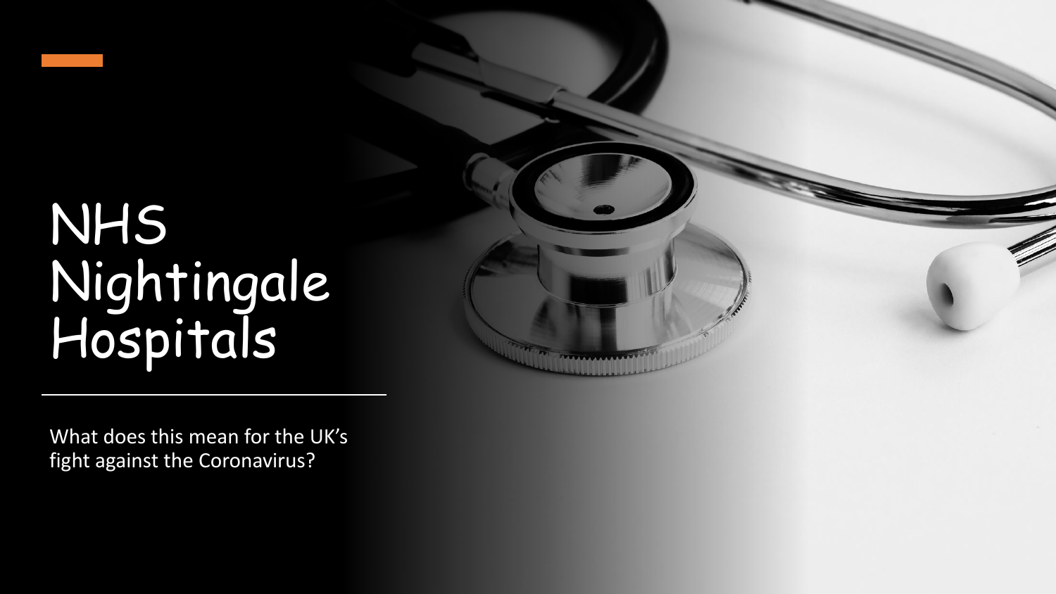# NHS Nightingale Hospitals

What does this mean for the UK's fight against the Coronavirus?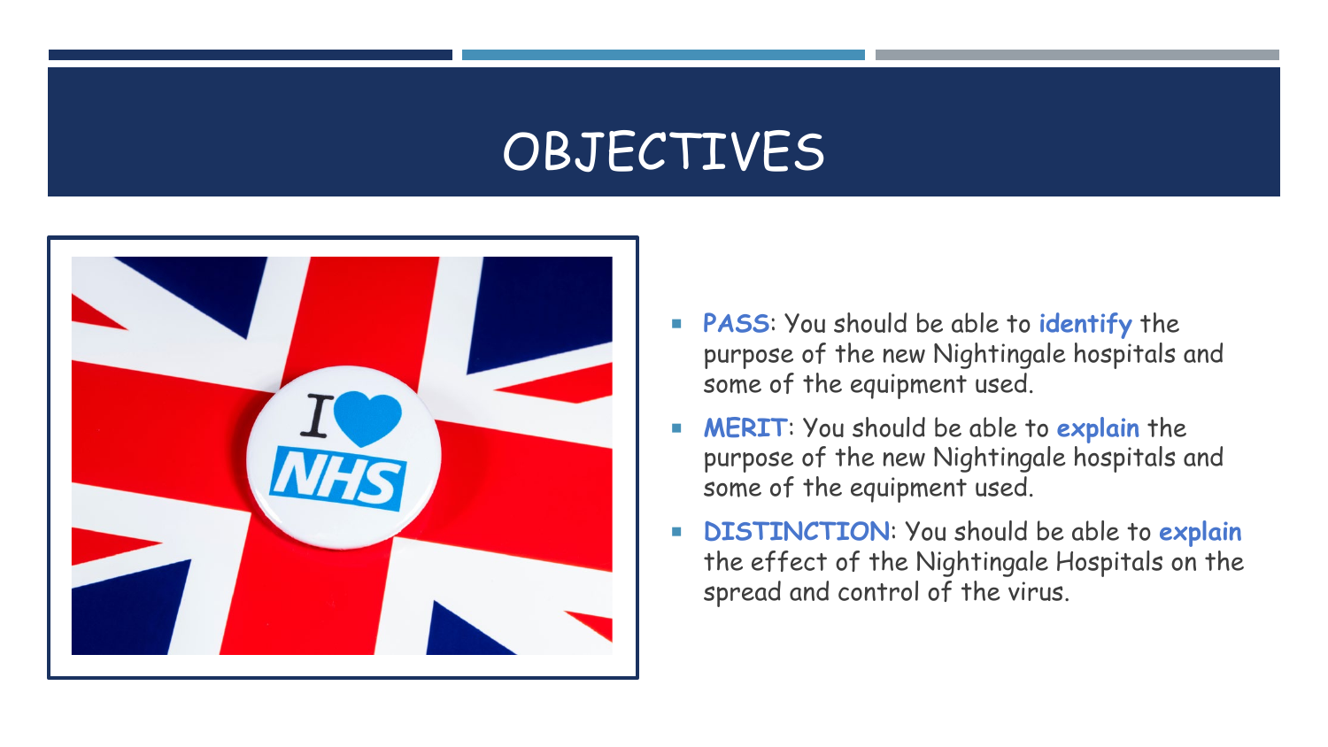# OBJECTIVES

- **PASS**: You should be able to **identify** the purpose of the new Nightingale hospitals and some of the equipment used.
- **MERIT**: You should be able to **explain** the purpose of the new Nightingale hospitals and some of the equipment used.
- **DISTINCTION**: You should be able to **explain** the effect of the Nightingale Hospitals on the spread and control of the virus.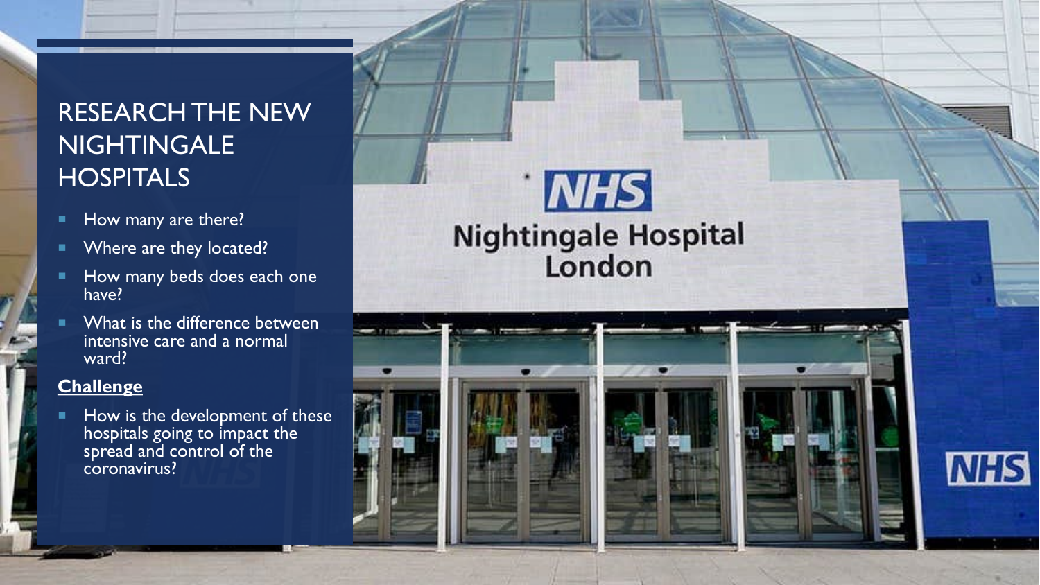# RESEARCH THE NEW NIGHTINGALE HOSPITALS

- How many are there?
- Where are they located?
- How many beds does each one have?
- What is the difference between intensive care and a normal ward?

**Challenge**

- How is the development of these hospitals going to impact the spread and control of the coronavirus?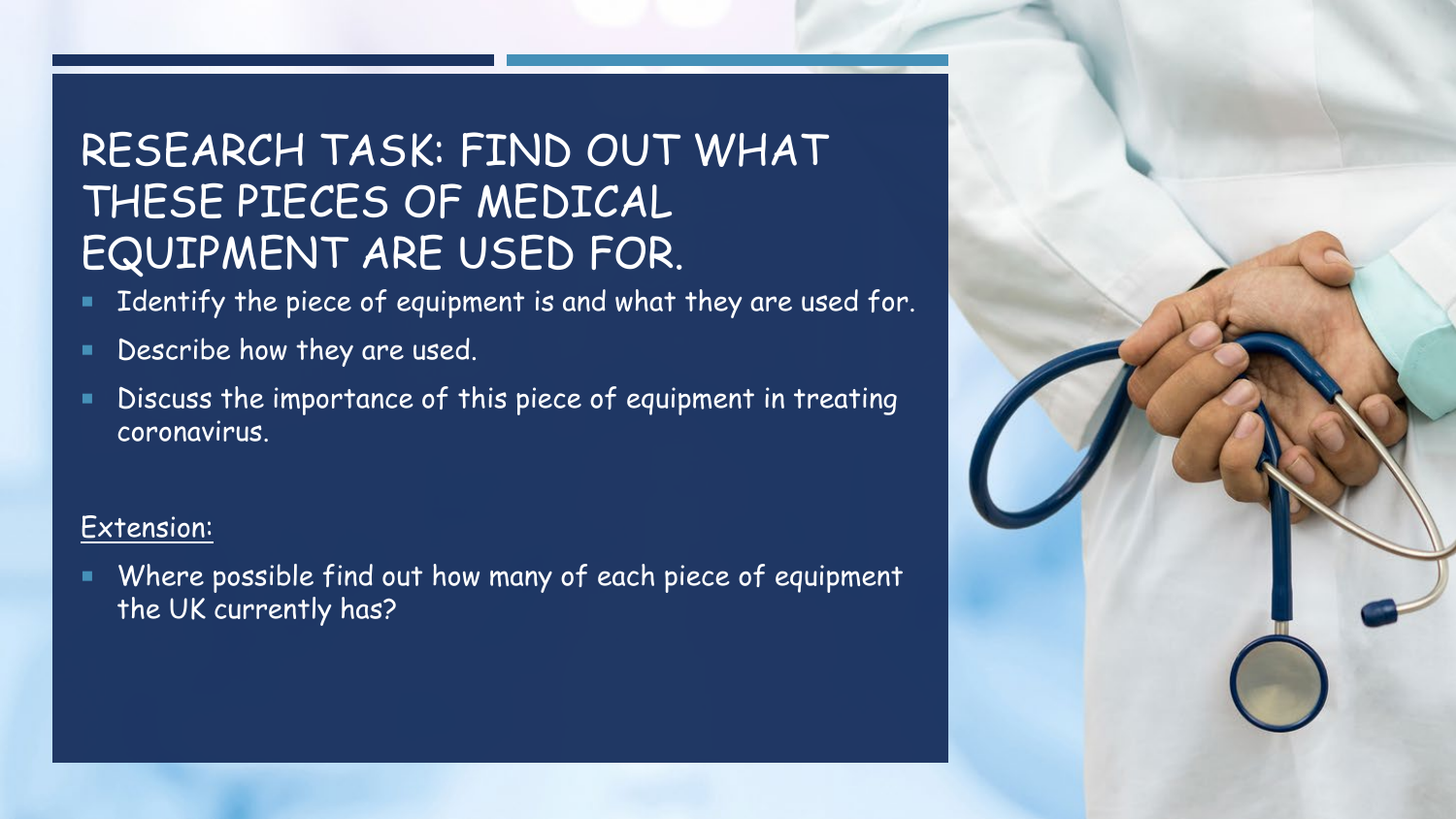# RESEARCH TASK: FIND OUT WHAT THESE PIECES OF MEDICAL EQUIPMENT ARE USED FOR.

- Identify the piece of equipment is and what they are used for.
- Describe how they are used.
- Discuss the importance of this piece of equipment in treating coronavirus.

Extension:

- Where possible find out how many of each piece of equipment the UK currently has?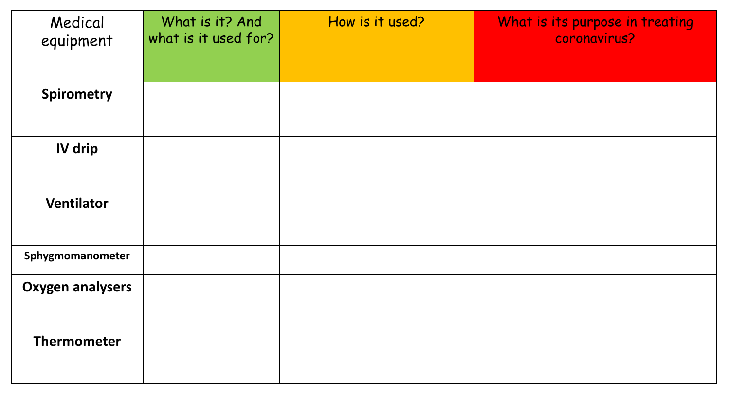| Medical equipment | What is it? And what is it used for? | How is it used? | What is its purpose in treating coronavirus? |
|---|---|---|---|
| **Spirometry** | | | |
| **IV drip** | | | |
| **Ventilator** | | | |
| **Sphygmomanometer** | | | |
| **Oxygen analysers** | | | |
| **Thermometer** | | | |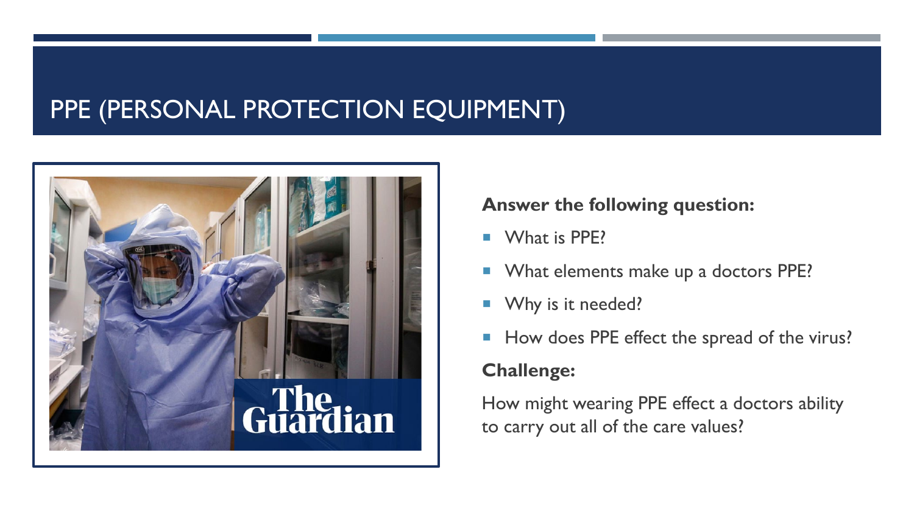# PPE (PERSONAL PROTECTION EQUIPMENT)

**Answer the following question:**

- What is PPE?
- What elements make up a doctors PPE?
- Why is it needed?
- How does PPE effect the spread of the virus?

**Challenge:**

How might wearing PPE effect a doctors ability to carry out all of the care values?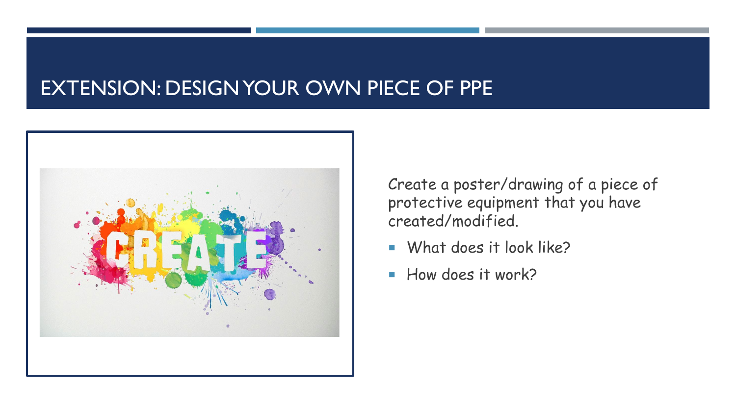# EXTENSION: DESIGN YOUR OWN PIECE OF PPE

Create a poster/drawing of a piece of protective equipment that you have created/modified.

- What does it look like?
- How does it work?